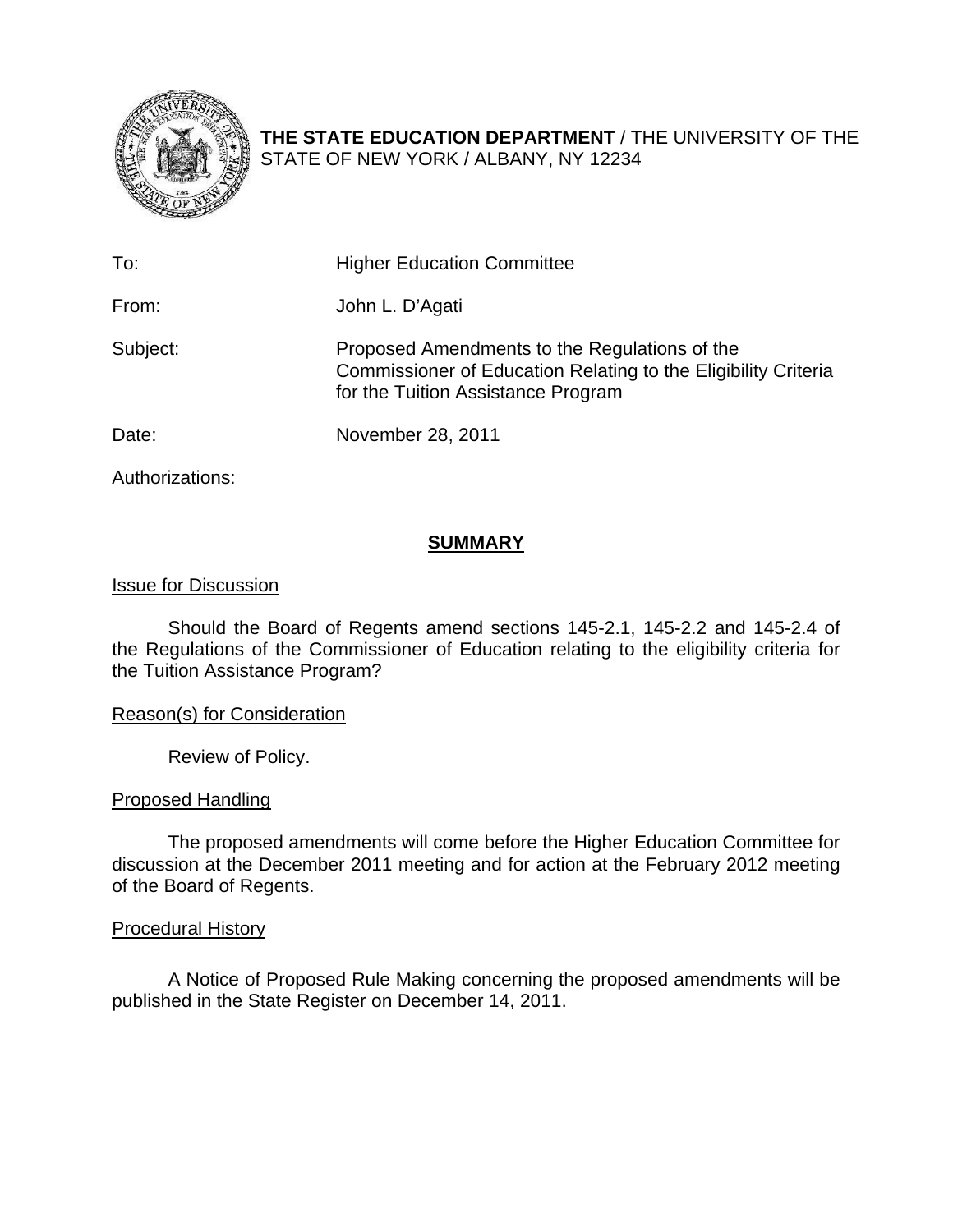**THE STATE EDUCATION DEPARTMENT** / THE UNIVERSITY OF THE STATE OF NEW YORK / ALBANY, NY 12234

| | |
|---|---|
| To: | Higher Education Committee |
| From: | John L. D'Agati |
| Subject: | Proposed Amendments to the Regulations of the Commissioner of Education Relating to the Eligibility Criteria for the Tuition Assistance Program |
| Date: | November 28, 2011 |
| Authorizations: | |

## SUMMARY

### Issue for Discussion

Should the Board of Regents amend sections 145-2.1, 145-2.2 and 145-2.4 of the Regulations of the Commissioner of Education relating to the eligibility criteria for the Tuition Assistance Program?

### Reason(s) for Consideration

Review of Policy.

### Proposed Handling

The proposed amendments will come before the Higher Education Committee for discussion at the December 2011 meeting and for action at the February 2012 meeting of the Board of Regents.

### Procedural History

A Notice of Proposed Rule Making concerning the proposed amendments will be published in the State Register on December 14, 2011.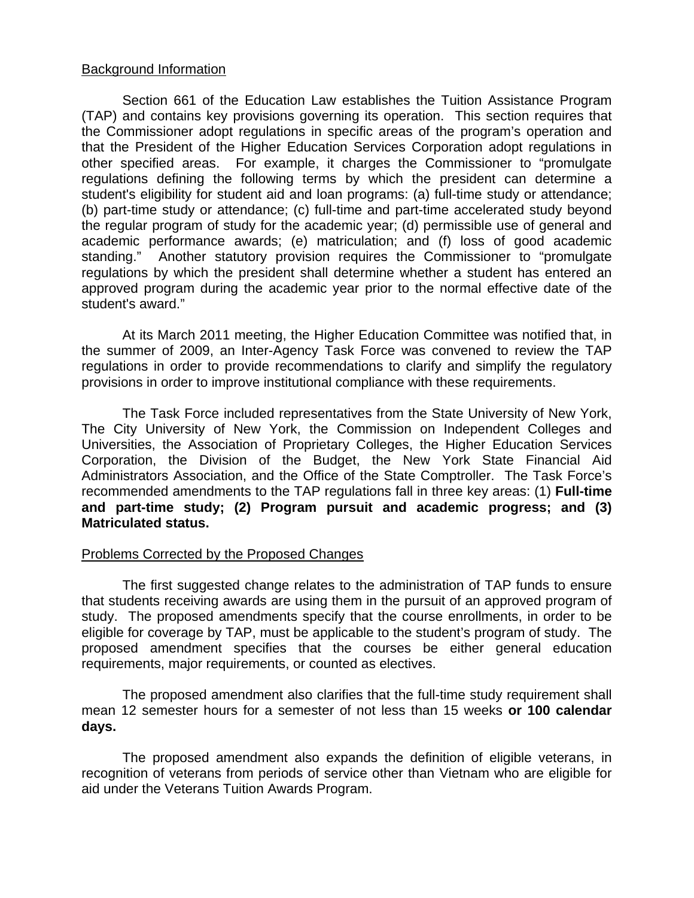Background Information

Section 661 of the Education Law establishes the Tuition Assistance Program (TAP) and contains key provisions governing its operation. This section requires that the Commissioner adopt regulations in specific areas of the program's operation and that the President of the Higher Education Services Corporation adopt regulations in other specified areas. For example, it charges the Commissioner to "promulgate regulations defining the following terms by which the president can determine a student's eligibility for student aid and loan programs: (a) full-time study or attendance; (b) part-time study or attendance; (c) full-time and part-time accelerated study beyond the regular program of study for the academic year; (d) permissible use of general and academic performance awards; (e) matriculation; and (f) loss of good academic standing." Another statutory provision requires the Commissioner to "promulgate regulations by which the president shall determine whether a student has entered an approved program during the academic year prior to the normal effective date of the student's award."

At its March 2011 meeting, the Higher Education Committee was notified that, in the summer of 2009, an Inter-Agency Task Force was convened to review the TAP regulations in order to provide recommendations to clarify and simplify the regulatory provisions in order to improve institutional compliance with these requirements.

The Task Force included representatives from the State University of New York, The City University of New York, the Commission on Independent Colleges and Universities, the Association of Proprietary Colleges, the Higher Education Services Corporation, the Division of the Budget, the New York State Financial Aid Administrators Association, and the Office of the State Comptroller. The Task Force's recommended amendments to the TAP regulations fall in three key areas: (1) **Full-time and part-time study; (2) Program pursuit and academic progress; and (3) Matriculated status.**

Problems Corrected by the Proposed Changes

The first suggested change relates to the administration of TAP funds to ensure that students receiving awards are using them in the pursuit of an approved program of study. The proposed amendments specify that the course enrollments, in order to be eligible for coverage by TAP, must be applicable to the student's program of study. The proposed amendment specifies that the courses be either general education requirements, major requirements, or counted as electives.

The proposed amendment also clarifies that the full-time study requirement shall mean 12 semester hours for a semester of not less than 15 weeks **or 100 calendar days.**

The proposed amendment also expands the definition of eligible veterans, in recognition of veterans from periods of service other than Vietnam who are eligible for aid under the Veterans Tuition Awards Program.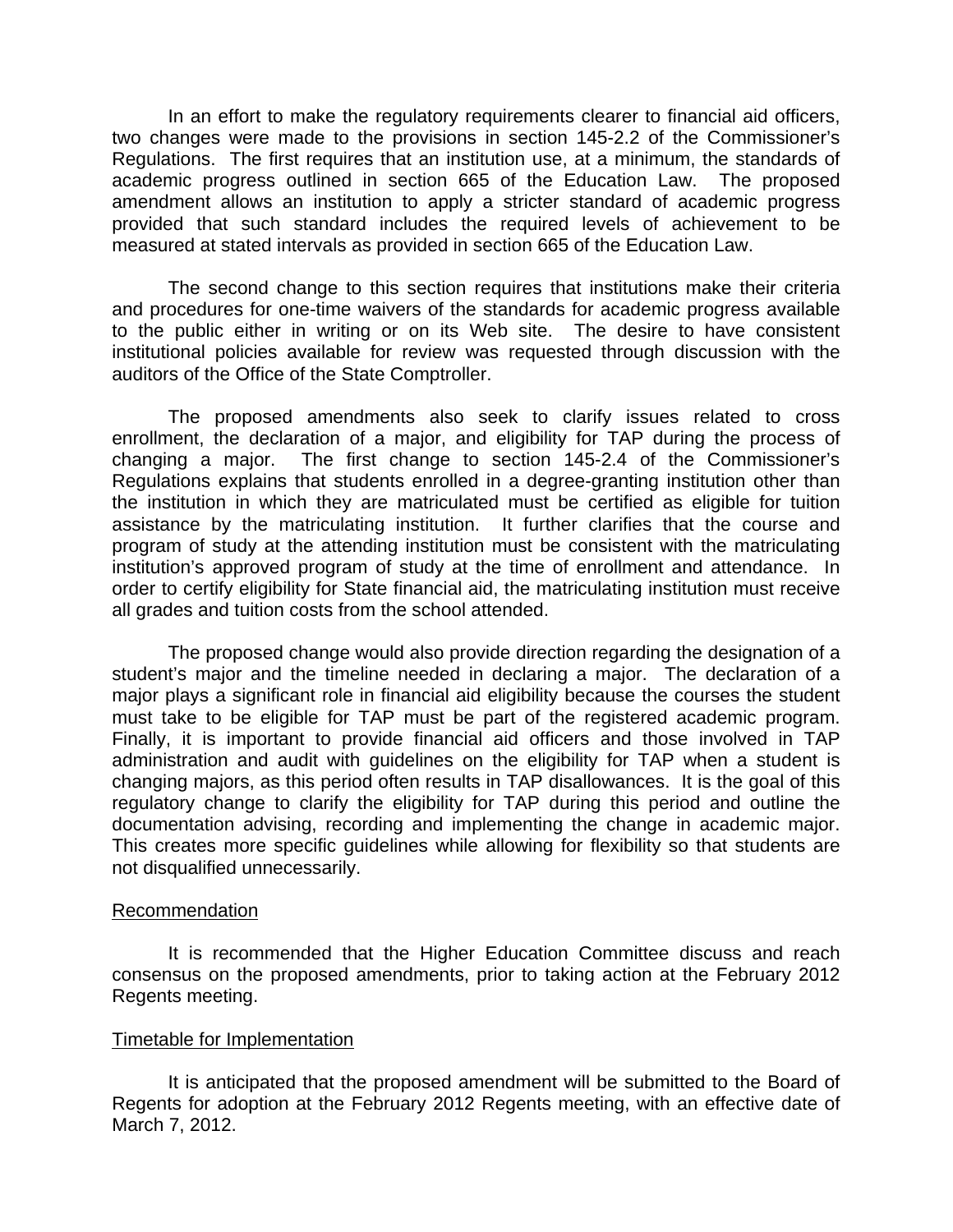In an effort to make the regulatory requirements clearer to financial aid officers, two changes were made to the provisions in section 145-2.2 of the Commissioner's Regulations. The first requires that an institution use, at a minimum, the standards of academic progress outlined in section 665 of the Education Law. The proposed amendment allows an institution to apply a stricter standard of academic progress provided that such standard includes the required levels of achievement to be measured at stated intervals as provided in section 665 of the Education Law.

The second change to this section requires that institutions make their criteria and procedures for one-time waivers of the standards for academic progress available to the public either in writing or on its Web site. The desire to have consistent institutional policies available for review was requested through discussion with the auditors of the Office of the State Comptroller.

The proposed amendments also seek to clarify issues related to cross enrollment, the declaration of a major, and eligibility for TAP during the process of changing a major. The first change to section 145-2.4 of the Commissioner's Regulations explains that students enrolled in a degree-granting institution other than the institution in which they are matriculated must be certified as eligible for tuition assistance by the matriculating institution. It further clarifies that the course and program of study at the attending institution must be consistent with the matriculating institution's approved program of study at the time of enrollment and attendance. In order to certify eligibility for State financial aid, the matriculating institution must receive all grades and tuition costs from the school attended.

The proposed change would also provide direction regarding the designation of a student's major and the timeline needed in declaring a major. The declaration of a major plays a significant role in financial aid eligibility because the courses the student must take to be eligible for TAP must be part of the registered academic program. Finally, it is important to provide financial aid officers and those involved in TAP administration and audit with guidelines on the eligibility for TAP when a student is changing majors, as this period often results in TAP disallowances. It is the goal of this regulatory change to clarify the eligibility for TAP during this period and outline the documentation advising, recording and implementing the change in academic major. This creates more specific guidelines while allowing for flexibility so that students are not disqualified unnecessarily.

## Recommendation

It is recommended that the Higher Education Committee discuss and reach consensus on the proposed amendments, prior to taking action at the February 2012 Regents meeting.

## Timetable for Implementation

It is anticipated that the proposed amendment will be submitted to the Board of Regents for adoption at the February 2012 Regents meeting, with an effective date of March 7, 2012.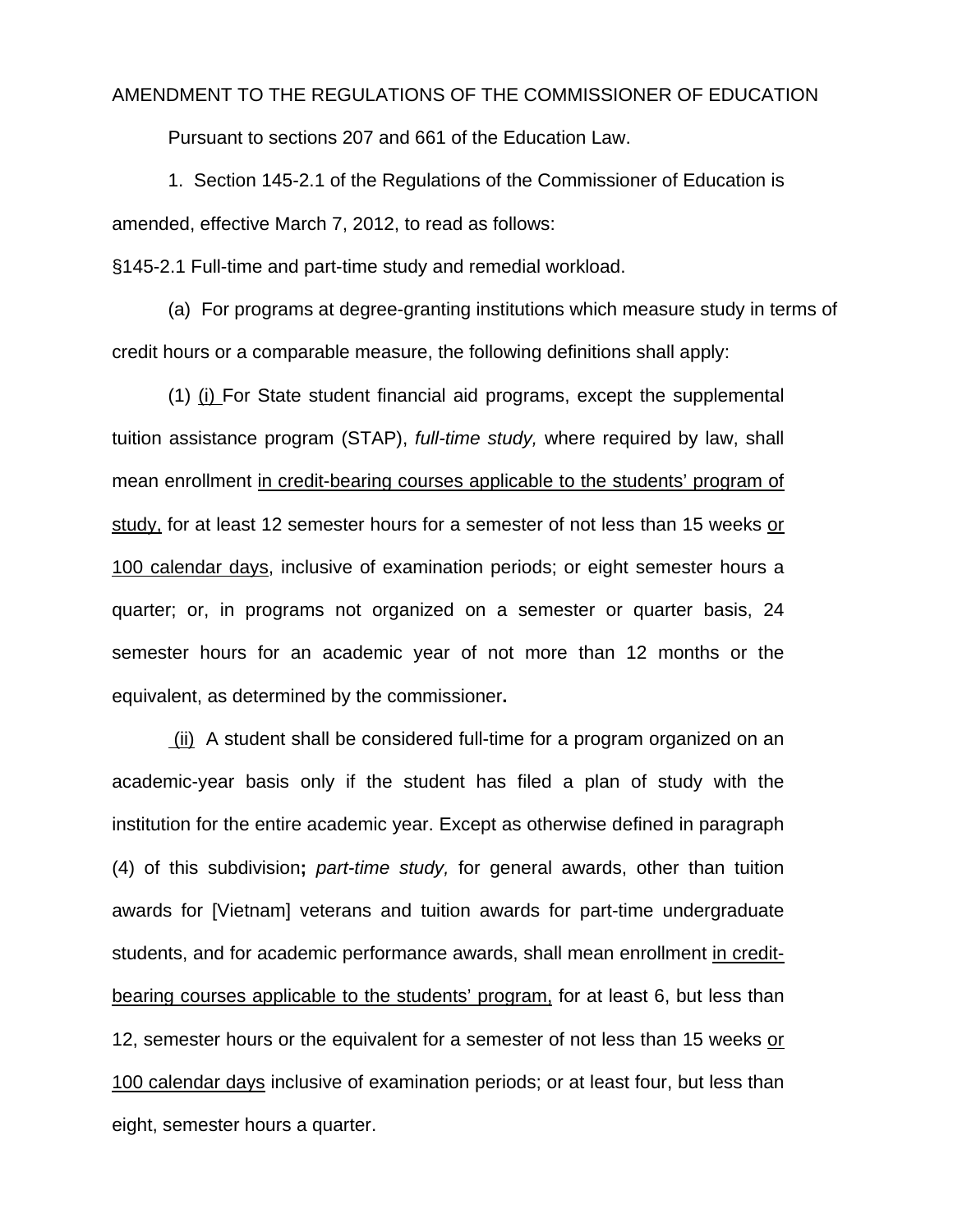AMENDMENT TO THE REGULATIONS OF THE COMMISSIONER OF EDUCATION

Pursuant to sections 207 and 661 of the Education Law.

1. Section 145-2.1 of the Regulations of the Commissioner of Education is amended, effective March 7, 2012, to read as follows:

§145-2.1 Full-time and part-time study and remedial workload.

(a) For programs at degree-granting institutions which measure study in terms of credit hours or a comparable measure, the following definitions shall apply:

(1) <u>(i)</u> For State student financial aid programs, except the supplemental tuition assistance program (STAP), *full-time study,* where required by law, shall mean enrollment <u>in credit-bearing courses applicable to the students' program of study,</u> for at least 12 semester hours for a semester of not less than 15 weeks <u>or 100 calendar days</u>, inclusive of examination periods; or eight semester hours a quarter; or, in programs not organized on a semester or quarter basis, 24 semester hours for an academic year of not more than 12 months or the equivalent, as determined by the commissioner**.**

<u>(ii)</u> A student shall be considered full-time for a program organized on an academic-year basis only if the student has filed a plan of study with the institution for the entire academic year. Except as otherwise defined in paragraph (4) of this subdivision**;** *part-time study,* for general awards, other than tuition awards for [Vietnam] veterans and tuition awards for part-time undergraduate students, and for academic performance awards, shall mean enrollment <u>in credit-bearing courses applicable to the students' program,</u> for at least 6, but less than 12, semester hours or the equivalent for a semester of not less than 15 weeks <u>or 100 calendar days</u> inclusive of examination periods; or at least four, but less than eight, semester hours a quarter.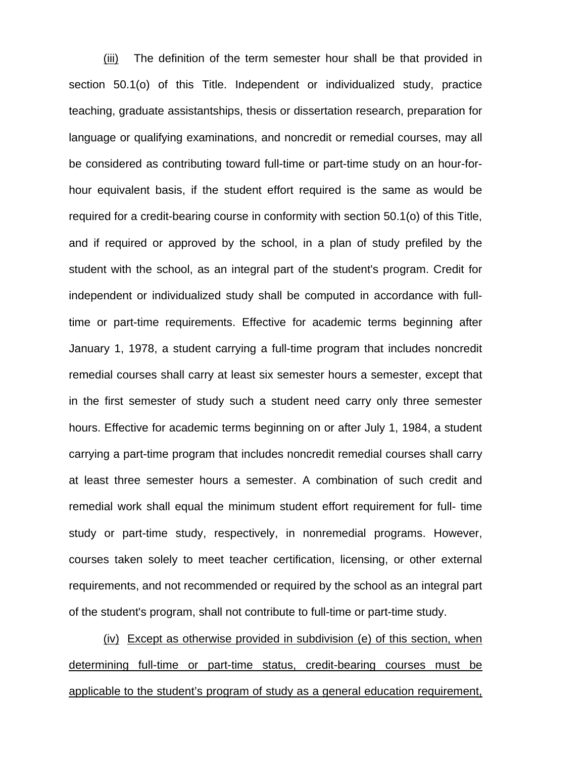(iii) The definition of the term semester hour shall be that provided in section 50.1(o) of this Title. Independent or individualized study, practice teaching, graduate assistantships, thesis or dissertation research, preparation for language or qualifying examinations, and noncredit or remedial courses, may all be considered as contributing toward full-time or part-time study on an hour-for-hour equivalent basis, if the student effort required is the same as would be required for a credit-bearing course in conformity with section 50.1(o) of this Title, and if required or approved by the school, in a plan of study prefiled by the student with the school, as an integral part of the student's program. Credit for independent or individualized study shall be computed in accordance with full-time or part-time requirements. Effective for academic terms beginning after January 1, 1978, a student carrying a full-time program that includes noncredit remedial courses shall carry at least six semester hours a semester, except that in the first semester of study such a student need carry only three semester hours. Effective for academic terms beginning on or after July 1, 1984, a student carrying a part-time program that includes noncredit remedial courses shall carry at least three semester hours a semester. A combination of such credit and remedial work shall equal the minimum student effort requirement for full- time study or part-time study, respectively, in nonremedial programs. However, courses taken solely to meet teacher certification, licensing, or other external requirements, and not recommended or required by the school as an integral part of the student's program, shall not contribute to full-time or part-time study.

(iv) Except as otherwise provided in subdivision (e) of this section, when determining full-time or part-time status, credit-bearing courses must be applicable to the student's program of study as a general education requirement,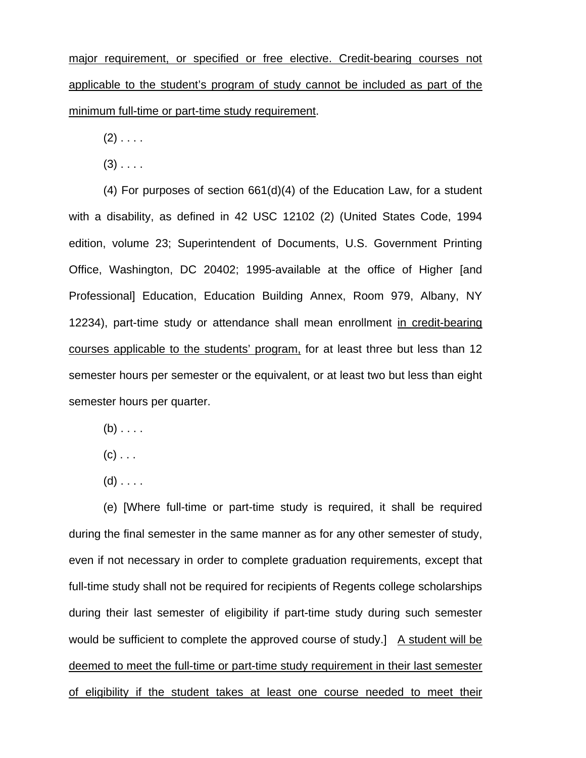<u>major requirement, or specified or free elective. Credit-bearing courses not applicable to the student's program of study cannot be included as part of the minimum full-time or part-time study requirement</u>.

(2) . . . .

(3) . . . .

(4) For purposes of section 661(d)(4) of the Education Law, for a student with a disability, as defined in 42 USC 12102 (2) (United States Code, 1994 edition, volume 23; Superintendent of Documents, U.S. Government Printing Office, Washington, DC 20402; 1995-available at the office of Higher [and Professional] Education, Education Building Annex, Room 979, Albany, NY 12234), part-time study or attendance shall mean enrollment <u>in credit-bearing courses applicable to the students' program,</u> for at least three but less than 12 semester hours per semester or the equivalent, or at least two but less than eight semester hours per quarter.

(b) . . . .

(c) . . .

(d) . . . .

(e) [Where full-time or part-time study is required, it shall be required during the final semester in the same manner as for any other semester of study, even if not necessary in order to complete graduation requirements, except that full-time study shall not be required for recipients of Regents college scholarships during their last semester of eligibility if part-time study during such semester would be sufficient to complete the approved course of study.] <u>A student will be deemed to meet the full-time or part-time study requirement in their last semester of eligibility if the student takes at least one course needed to meet their</u>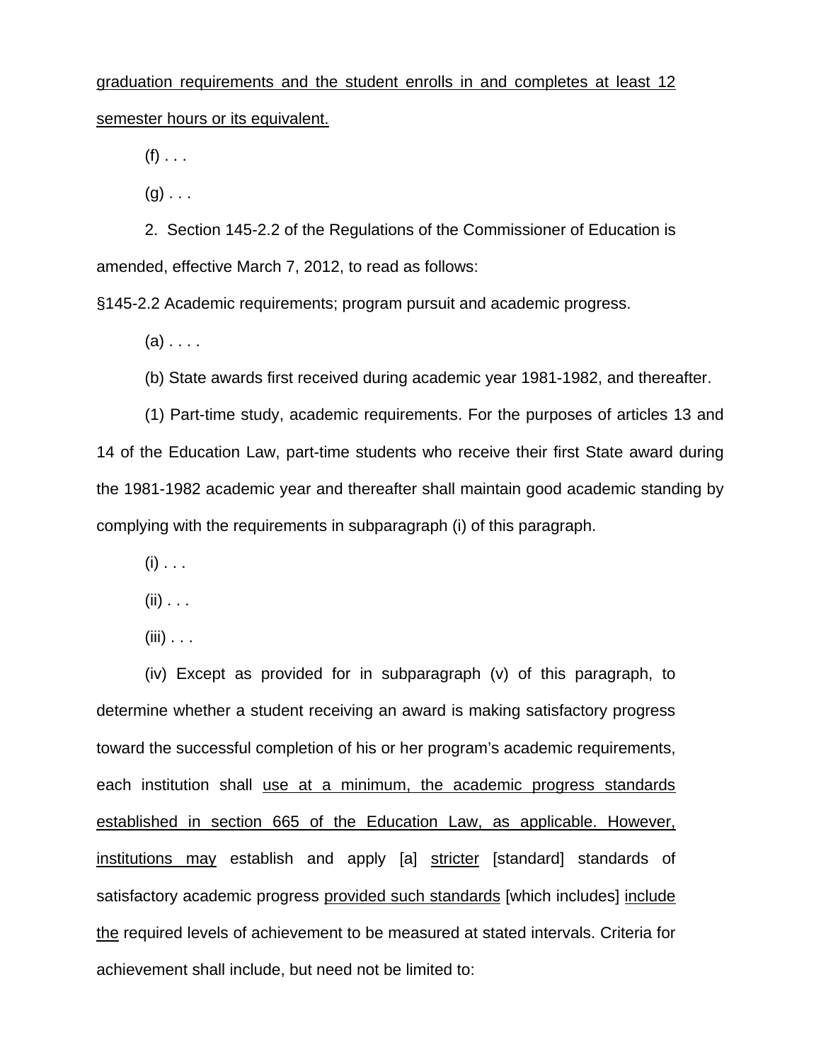graduation requirements and the student enrolls in and completes at least 12 semester hours or its equivalent.

(f) . . .

(g) . . .

2. Section 145-2.2 of the Regulations of the Commissioner of Education is amended, effective March 7, 2012, to read as follows:

§145-2.2 Academic requirements; program pursuit and academic progress.

(a) . . . .

(b) State awards first received during academic year 1981-1982, and thereafter.

(1) Part-time study, academic requirements. For the purposes of articles 13 and 14 of the Education Law, part-time students who receive their first State award during the 1981-1982 academic year and thereafter shall maintain good academic standing by complying with the requirements in subparagraph (i) of this paragraph.

(i) . . .

(ii) . . .

(iii) . . .

(iv) Except as provided for in subparagraph (v) of this paragraph, to determine whether a student receiving an award is making satisfactory progress toward the successful completion of his or her program's academic requirements, each institution shall use at a minimum, the academic progress standards established in section 665 of the Education Law, as applicable. However, institutions may establish and apply [a] stricter [standard] standards of satisfactory academic progress provided such standards [which includes] include the required levels of achievement to be measured at stated intervals. Criteria for achievement shall include, but need not be limited to: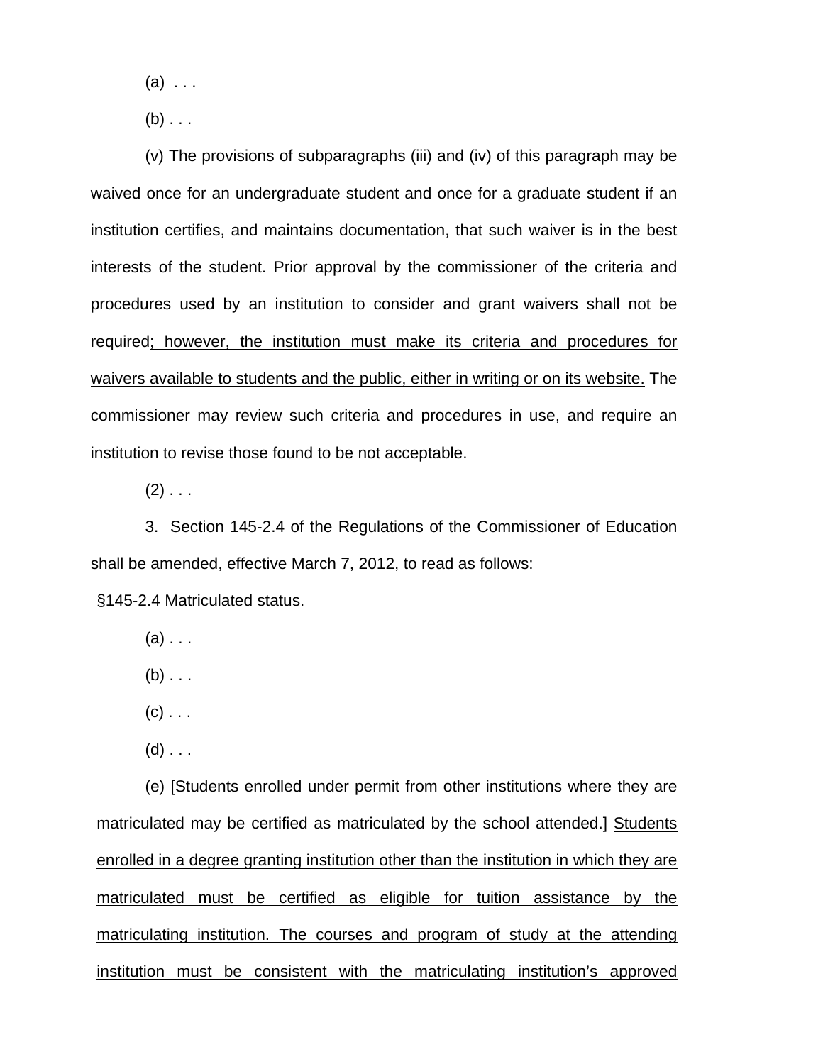(a) . . .

(b) . . .

(v) The provisions of subparagraphs (iii) and (iv) of this paragraph may be waived once for an undergraduate student and once for a graduate student if an institution certifies, and maintains documentation, that such waiver is in the best interests of the student. Prior approval by the commissioner of the criteria and procedures used by an institution to consider and grant waivers shall not be required<u>; however, the institution must make its criteria and procedures for waivers available to students and the public, either in writing or on its website.</u> The commissioner may review such criteria and procedures in use, and require an institution to revise those found to be not acceptable.

(2) . . .

3. Section 145-2.4 of the Regulations of the Commissioner of Education shall be amended, effective March 7, 2012, to read as follows:

§145-2.4 Matriculated status.

(a) . . .

(b) . . .

(c) . . .

(d) . . .

(e) [Students enrolled under permit from other institutions where they are matriculated may be certified as matriculated by the school attended.] <u>Students enrolled in a degree granting institution other than the institution in which they are matriculated must be certified as eligible for tuition assistance by the matriculating institution. The courses and program of study at the attending institution must be consistent with the matriculating institution's approved</u>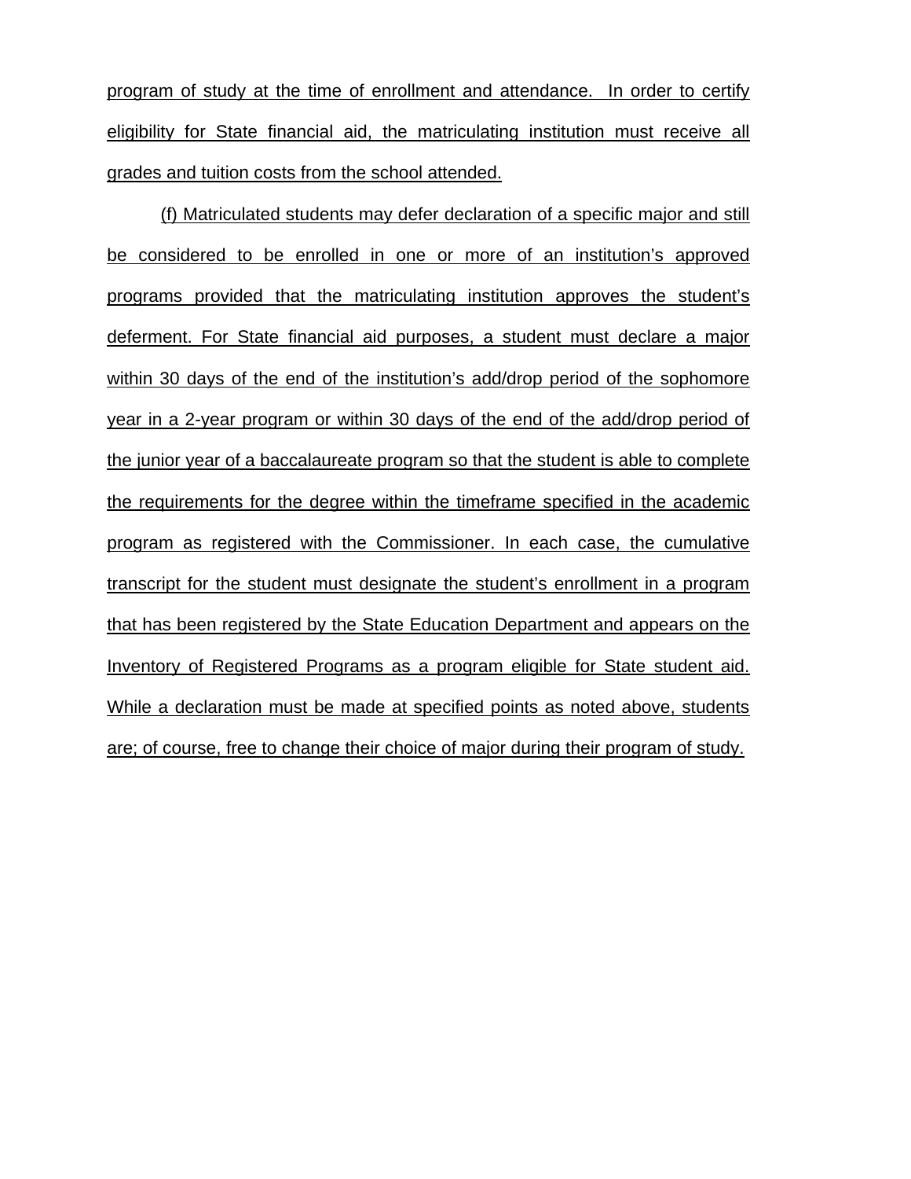program of study at the time of enrollment and attendance. In order to certify eligibility for State financial aid, the matriculating institution must receive all grades and tuition costs from the school attended.

(f) Matriculated students may defer declaration of a specific major and still be considered to be enrolled in one or more of an institution's approved programs provided that the matriculating institution approves the student's deferment. For State financial aid purposes, a student must declare a major within 30 days of the end of the institution's add/drop period of the sophomore year in a 2-year program or within 30 days of the end of the add/drop period of the junior year of a baccalaureate program so that the student is able to complete the requirements for the degree within the timeframe specified in the academic program as registered with the Commissioner. In each case, the cumulative transcript for the student must designate the student's enrollment in a program that has been registered by the State Education Department and appears on the Inventory of Registered Programs as a program eligible for State student aid. While a declaration must be made at specified points as noted above, students are; of course, free to change their choice of major during their program of study.